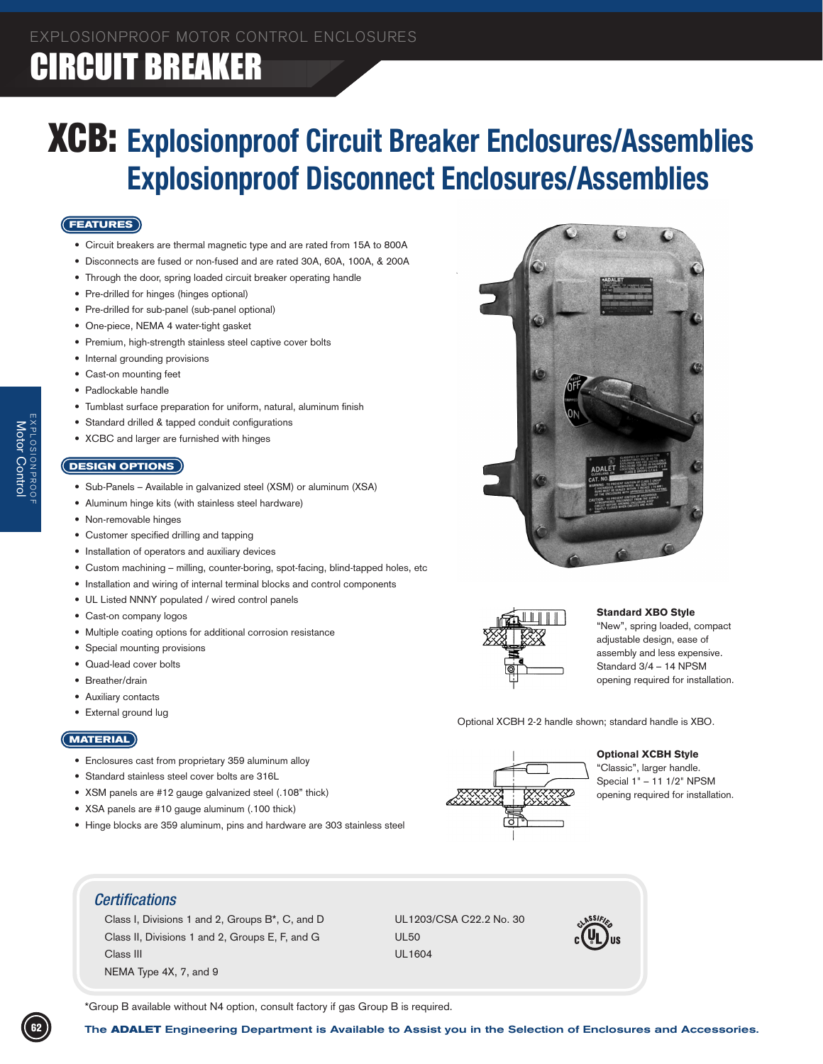EXPLOSIONPROOF MOTOR CONTROL ENCLOSURES

# CIRCUIT BREAKER

# XCB: Explosionproof Circuit Breaker Enclosures/Assemblies Explosionproof Disconnect Enclosures/Assemblies

## FEATURES

- Circuit breakers are thermal magnetic type and are rated from 15A to 800A
- Disconnects are fused or non-fused and are rated 30A, 60A, 100A, & 200A
- Through the door, spring loaded circuit breaker operating handle
- Pre-drilled for hinges (hinges optional)
- Pre-drilled for sub-panel (sub-panel optional)
- One-piece, NEMA 4 water-tight gasket
- Premium, high-strength stainless steel captive cover bolts
- Internal grounding provisions
- Cast-on mounting feet
- Padlockable handle
- Tumblast surface preparation for uniform, natural, aluminum finish
- Standard drilled & tapped conduit configurations
- XCBC and larger are furnished with hinges

## DESIGN OPTIONS

- Sub-Panels – Available in galvanized steel (XSM) or aluminum (XSA)
- Aluminum hinge kits (with stainless steel hardware)
- Non-removable hinges
- Customer specified drilling and tapping
- Installation of operators and auxiliary devices
- Custom machining – milling, counter-boring, spot-facing, blind-tapped holes, etc
- Installation and wiring of internal terminal blocks and control components
- UL Listed NNNY populated / wired control panels
- Cast-on company logos
- Multiple coating options for additional corrosion resistance
- Special mounting provisions
- Quad-lead cover bolts
- Breather/drain
- Auxiliary contacts
- External ground lug

## MATERIAL

- Enclosures cast from proprietary 359 aluminum alloy
- Standard stainless steel cover bolts are 316L
- XSM panels are #12 gauge galvanized steel (.108" thick)
- XSA panels are #10 gauge aluminum (.100 thick)
- Hinge blocks are 359 aluminum, pins and hardware are 303 stainless steel

**Standard XBO Style**
"New", spring loaded, compact adjustable design, ease of assembly and less expensive. Standard 3/4 – 14 NPSM opening required for installation.

Optional XCBH 2-2 handle shown; standard handle is XBO.

**Optional XCBH Style**
"Classic", larger handle. Special 1" – 11 1/2" NPSM opening required for installation.

### Certifications

Class I, Divisions 1 and 2, Groups B*, C, and D
Class II, Divisions 1 and 2, Groups E, F, and G
Class III
NEMA Type 4X, 7, and 9

UL1203/CSA C22.2 No. 30
UL50
UL1604

*Group B available without N4 option, consult factory if gas Group B is required.

**The ADALET Engineering Department is Available to Assist you in the Selection of Enclosures and Accessories.**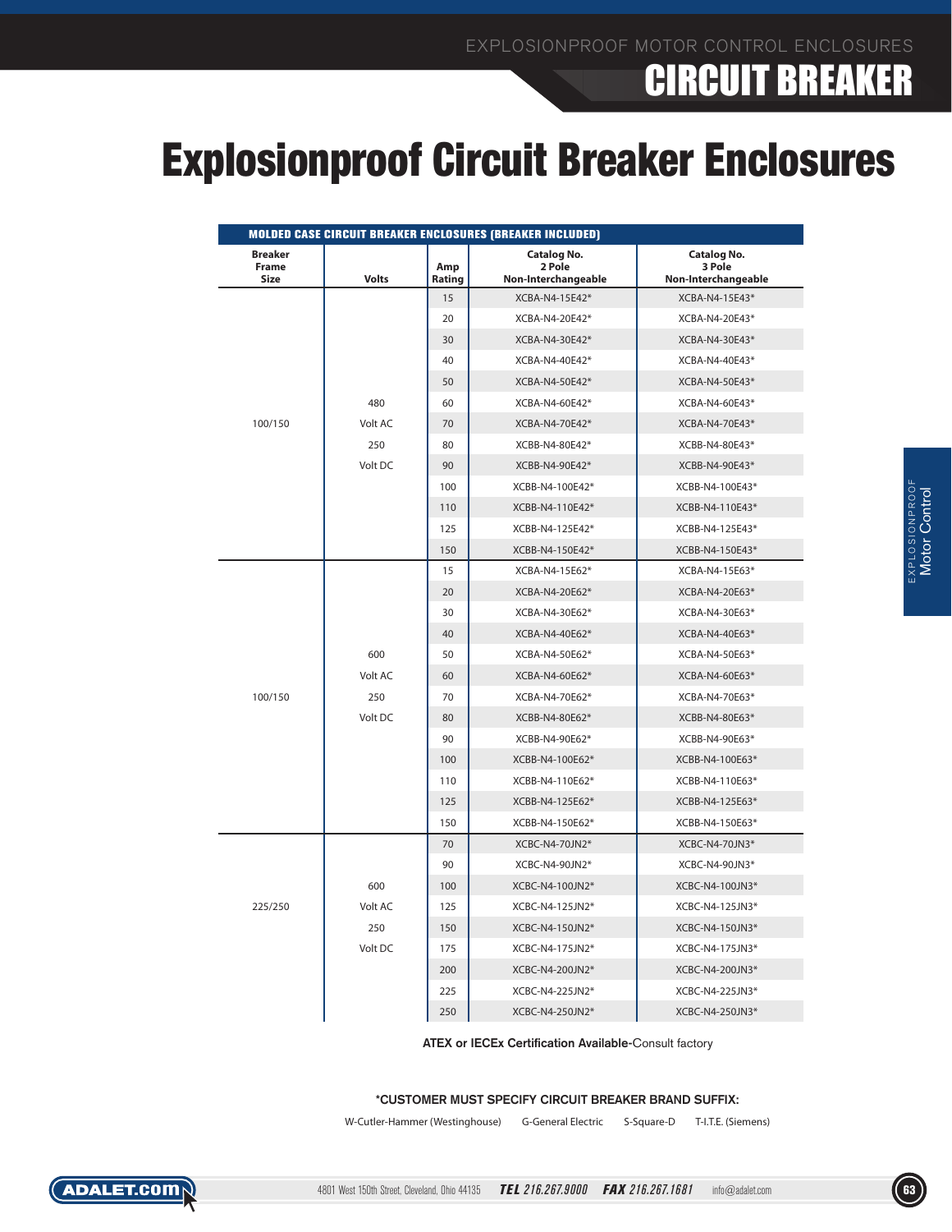# Explosionproof Circuit Breaker Enclosures

| MOLDED CASE CIRCUIT BREAKER ENCLOSURES (BREAKER INCLUDED) | | | | |
|---|---|---|---|---|
| Breaker Frame Size | Volts | Amp Rating | Catalog No. 2 Pole Non-Interchangeable | Catalog No. 3 Pole Non-Interchangeable |
| 100/150 | 480 Volt AC 250 Volt DC | 15 | XCBA-N4-15E42* | XCBA-N4-15E43* |
| | | 20 | XCBA-N4-20E42* | XCBA-N4-20E43* |
| | | 30 | XCBA-N4-30E42* | XCBA-N4-30E43* |
| | | 40 | XCBA-N4-40E42* | XCBA-N4-40E43* |
| | | 50 | XCBA-N4-50E42* | XCBA-N4-50E43* |
| | | 60 | XCBA-N4-60E42* | XCBA-N4-60E43* |
| | | 70 | XCBA-N4-70E42* | XCBA-N4-70E43* |
| | | 80 | XCBB-N4-80E42* | XCBB-N4-80E43* |
| | | 90 | XCBB-N4-90E42* | XCBB-N4-90E43* |
| | | 100 | XCBB-N4-100E42* | XCBB-N4-100E43* |
| | | 110 | XCBB-N4-110E42* | XCBB-N4-110E43* |
| | | 125 | XCBB-N4-125E42* | XCBB-N4-125E43* |
| | | 150 | XCBB-N4-150E42* | XCBB-N4-150E43* |
| 100/150 | 600 Volt AC 250 Volt DC | 15 | XCBA-N4-15E62* | XCBA-N4-15E63* |
| | | 20 | XCBA-N4-20E62* | XCBA-N4-20E63* |
| | | 30 | XCBA-N4-30E62* | XCBA-N4-30E63* |
| | | 40 | XCBA-N4-40E62* | XCBA-N4-40E63* |
| | | 50 | XCBA-N4-50E62* | XCBA-N4-50E63* |
| | | 60 | XCBA-N4-60E62* | XCBA-N4-60E63* |
| | | 70 | XCBA-N4-70E62* | XCBA-N4-70E63* |
| | | 80 | XCBB-N4-80E62* | XCBB-N4-80E63* |
| | | 90 | XCBB-N4-90E62* | XCBB-N4-90E63* |
| | | 100 | XCBB-N4-100E62* | XCBB-N4-100E63* |
| | | 110 | XCBB-N4-110E62* | XCBB-N4-110E63* |
| | | 125 | XCBB-N4-125E62* | XCBB-N4-125E63* |
| | | 150 | XCBB-N4-150E62* | XCBB-N4-150E63* |
| 225/250 | 600 Volt AC 250 Volt DC | 70 | XCBC-N4-70JN2* | XCBC-N4-70JN3* |
| | | 90 | XCBC-N4-90JN2* | XCBC-N4-90JN3* |
| | | 100 | XCBC-N4-100JN2* | XCBC-N4-100JN3* |
| | | 125 | XCBC-N4-125JN2* | XCBC-N4-125JN3* |
| | | 150 | XCBC-N4-150JN2* | XCBC-N4-150JN3* |
| | | 175 | XCBC-N4-175JN2* | XCBC-N4-175JN3* |
| | | 200 | XCBC-N4-200JN2* | XCBC-N4-200JN3* |
| | | 225 | XCBC-N4-225JN2* | XCBC-N4-225JN3* |
| | | 250 | XCBC-N4-250JN2* | XCBC-N4-250JN3* |

**ATEX or IECEx Certification Available-**Consult factory

**\*CUSTOMER MUST SPECIFY CIRCUIT BREAKER BRAND SUFFIX:**

W-Cutler-Hammer (Westinghouse) G-General Electric S-Square-D T-I.T.E. (Siemens)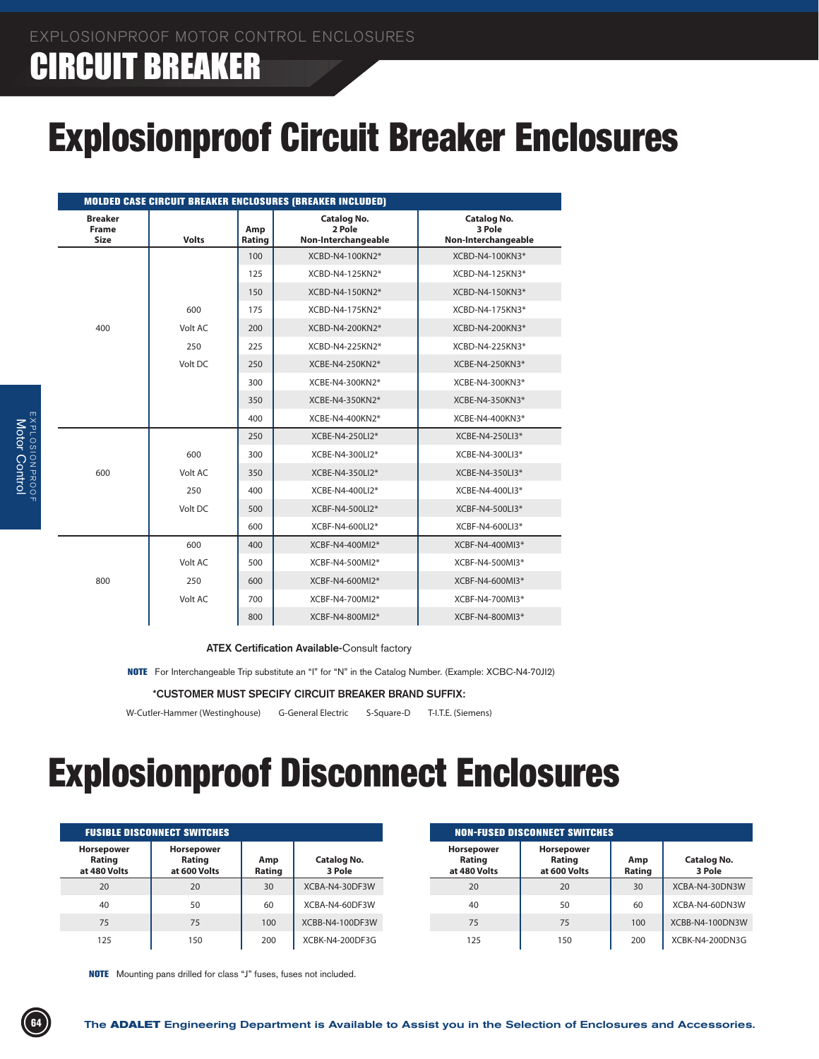EXPLOSIONPROOF MOTOR CONTROL ENCLOSURES

# CIRCUIT BREAKER

# Explosionproof Circuit Breaker Enclosures

| MOLDED CASE CIRCUIT BREAKER ENCLOSURES (BREAKER INCLUDED) | | | | |
|---|---|---|---|---|
| Breaker Frame Size | Volts | Amp Rating | Catalog No. 2 Pole Non-Interchangeable | Catalog No. 3 Pole Non-Interchangeable |
| 400 | 600 Volt AC 250 Volt DC | 100 | XCBD-N4-100KN2* | XCBD-N4-100KN3* |
| | | 125 | XCBD-N4-125KN2* | XCBD-N4-125KN3* |
| | | 150 | XCBD-N4-150KN2* | XCBD-N4-150KN3* |
| | | 175 | XCBD-N4-175KN2* | XCBD-N4-175KN3* |
| | | 200 | XCBD-N4-200KN2* | XCBD-N4-200KN3* |
| | | 225 | XCBD-N4-225KN2* | XCBD-N4-225KN3* |
| | | 250 | XCBE-N4-250KN2* | XCBE-N4-250KN3* |
| | | 300 | XCBE-N4-300KN2* | XCBE-N4-300KN3* |
| | | 350 | XCBE-N4-350KN2* | XCBE-N4-350KN3* |
| | | 400 | XCBE-N4-400KN2* | XCBE-N4-400KN3* |
| 600 | 600 Volt AC 250 Volt DC | 250 | XCBE-N4-250LI2* | XCBE-N4-250LI3* |
| | | 300 | XCBE-N4-300LI2* | XCBE-N4-300LI3* |
| | | 350 | XCBE-N4-350LI2* | XCBE-N4-350LI3* |
| | | 400 | XCBE-N4-400LI2* | XCBE-N4-400LI3* |
| | | 500 | XCBF-N4-500LI2* | XCBF-N4-500LI3* |
| | | 600 | XCBF-N4-600LI2* | XCBF-N4-600LI3* |
| 800 | 600 Volt AC 250 Volt AC | 400 | XCBF-N4-400MI2* | XCBF-N4-400MI3* |
| | | 500 | XCBF-N4-500MI2* | XCBF-N4-500MI3* |
| | | 600 | XCBF-N4-600MI2* | XCBF-N4-600MI3* |
| | | 700 | XCBF-N4-700MI2* | XCBF-N4-700MI3* |
| | | 800 | XCBF-N4-800MI2* | XCBF-N4-800MI3* |

**ATEX Certification Available-**Consult factory

**NOTE** For Interchangeable Trip substitute an "I" for "N" in the Catalog Number. (Example: XCBC-N4-70JI2)

**\*CUSTOMER MUST SPECIFY CIRCUIT BREAKER BRAND SUFFIX:**

W-Cutler-Hammer (Westinghouse) G-General Electric S-Square-D T-I.T.E. (Siemens)

# Explosionproof Disconnect Enclosures

| FUSIBLE DISCONNECT SWITCHES | | | |
|---|---|---|---|
| Horsepower Rating at 480 Volts | Horsepower Rating at 600 Volts | Amp Rating | Catalog No. 3 Pole |
| 20 | 20 | 30 | XCBA-N4-30DF3W |
| 40 | 50 | 60 | XCBA-N4-60DF3W |
| 75 | 75 | 100 | XCBB-N4-100DF3W |
| 125 | 150 | 200 | XCBK-N4-200DF3G |

| NON-FUSED DISCONNECT SWITCHES | | | |
|---|---|---|---|
| Horsepower Rating at 480 Volts | Horsepower Rating at 600 Volts | Amp Rating | Catalog No. 3 Pole |
| 20 | 20 | 30 | XCBA-N4-30DN3W |
| 40 | 50 | 60 | XCBA-N4-60DN3W |
| 75 | 75 | 100 | XCBB-N4-100DN3W |
| 125 | 150 | 200 | XCBK-N4-200DN3G |

**NOTE** Mounting pans drilled for class "J" fuses, fuses not included.

The **ADALET** Engineering Department is Available to Assist you in the Selection of Enclosures and Accessories.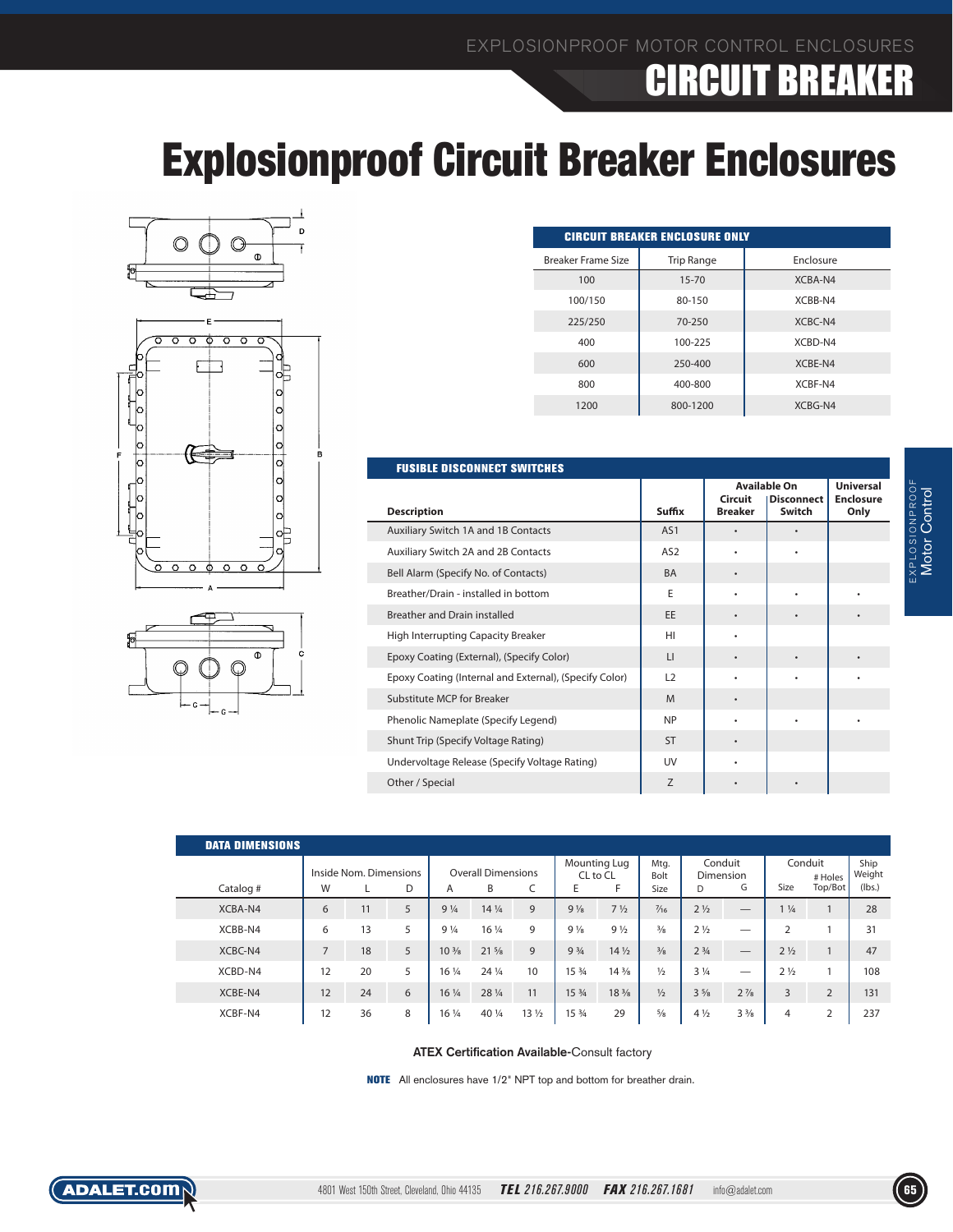EXPLOSIONPROOF MOTOR CONTROL ENCLOSURES

# CIRCUIT BREAKER

# Explosionproof Circuit Breaker Enclosures

| CIRCUIT BREAKER ENCLOSURE ONLY | | |
|---|---|---|
| Breaker Frame Size | Trip Range | Enclosure |
| 100 | 15-70 | XCBA-N4 |
| 100/150 | 80-150 | XCBB-N4 |
| 225/250 | 70-250 | XCBC-N4 |
| 400 | 100-225 | XCBD-N4 |
| 600 | 250-400 | XCBE-N4 |
| 800 | 400-800 | XCBF-N4 |
| 1200 | 800-1200 | XCBG-N4 |

## FUSIBLE DISCONNECT SWITCHES

| Description | Suffix | Available On Circuit Breaker | Available On Disconnect Switch | Universal Enclosure Only |
|---|---|---|---|---|
| Auxiliary Switch 1A and 1B Contacts | AS1 | • | • | |
| Auxiliary Switch 2A and 2B Contacts | AS2 | • | • | |
| Bell Alarm (Specify No. of Contacts) | BA | • | | |
| Breather/Drain - installed in bottom | E | • | • | • |
| Breather and Drain installed | EE | • | • | • |
| High Interrupting Capacity Breaker | HI | • | | |
| Epoxy Coating (External), (Specify Color) | LI | • | • | • |
| Epoxy Coating (Internal and External), (Specify Color) | L2 | • | • | • |
| Substitute MCP for Breaker | M | • | | |
| Phenolic Nameplate (Specify Legend) | NP | • | • | • |
| Shunt Trip (Specify Voltage Rating) | ST | • | | |
| Undervoltage Release (Specify Voltage Rating) | UV | • | | |
| Other / Special | Z | • | • | |

## DATA DIMENSIONS

| Catalog # | Inside Nom. Dimensions W | L | D | Overall Dimensions A | B | C | Mounting Lug CL to CL E | F | Mtg. Bolt Size | Conduit Dimension D | G | Conduit Size | # Holes Top/Bot | Ship Weight (lbs.) |
|---|---|---|---|---|---|---|---|---|---|---|---|---|---|---|
| XCBA-N4 | 6 | 11 | 5 | 9 ¼ | 14 ¼ | 9 | 9 ⅛ | 7 ½ | 7⁄16 | 2 ½ | — | 1 ¼ | 1 | 28 |
| XCBB-N4 | 6 | 13 | 5 | 9 ¼ | 16 ¼ | 9 | 9 ⅛ | 9 ½ | ⅜ | 2 ½ | — | 2 | 1 | 31 |
| XCBC-N4 | 7 | 18 | 5 | 10 ⅜ | 21 ⅝ | 9 | 9 ¾ | 14 ½ | ⅜ | 2 ¾ | — | 2 ½ | 1 | 47 |
| XCBD-N4 | 12 | 20 | 5 | 16 ¼ | 24 ¼ | 10 | 15 ¾ | 14 ⅜ | ½ | 3 ¼ | — | 2 ½ | 1 | 108 |
| XCBE-N4 | 12 | 24 | 6 | 16 ¼ | 28 ¼ | 11 | 15 ¾ | 18 ⅜ | ½ | 3 ⅝ | 2 ⅞ | 3 | 2 | 131 |
| XCBF-N4 | 12 | 36 | 8 | 16 ¼ | 40 ¼ | 13 ½ | 15 ¾ | 29 | ⅝ | 4 ½ | 3 ⅜ | 4 | 2 | 237 |

**ATEX Certification Available**-Consult factory

**NOTE** All enclosures have 1/2" NPT top and bottom for breather drain.